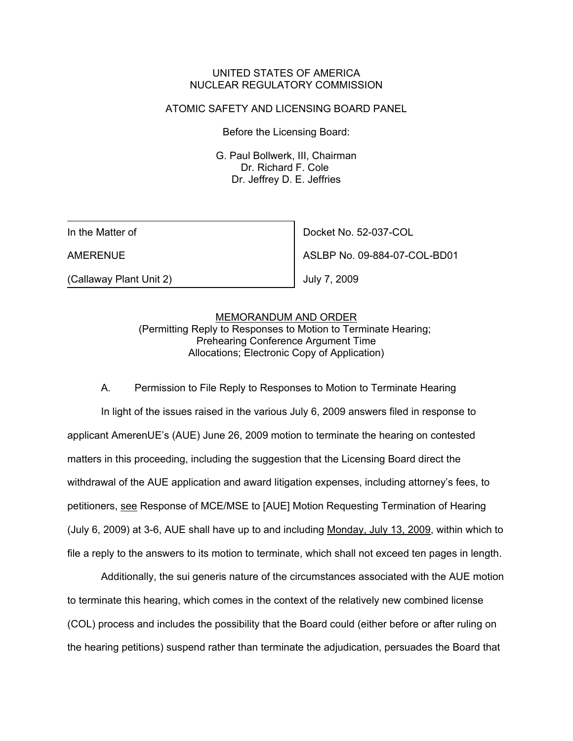UNITED STATES OF AMERICA
NUCLEAR REGULATORY COMMISSION

ATOMIC SAFETY AND LICENSING BOARD PANEL

Before the Licensing Board:

G. Paul Bollwerk, III, Chairman
Dr. Richard F. Cole
Dr. Jeffrey D. E. Jeffries

| | |
|---|---|
| In the Matter of | Docket No. 52-037-COL |
| AMERENUE | ASLBP No. 09-884-07-COL-BD01 |
| (Callaway Plant Unit 2) | July 7, 2009 |

MEMORANDUM AND ORDER
(Permitting Reply to Responses to Motion to Terminate Hearing;
Prehearing Conference Argument Time
Allocations; Electronic Copy of Application)

A. Permission to File Reply to Responses to Motion to Terminate Hearing

In light of the issues raised in the various July 6, 2009 answers filed in response to applicant AmerenUE's (AUE) June 26, 2009 motion to terminate the hearing on contested matters in this proceeding, including the suggestion that the Licensing Board direct the withdrawal of the AUE application and award litigation expenses, including attorney's fees, to petitioners, see Response of MCE/MSE to [AUE] Motion Requesting Termination of Hearing (July 6, 2009) at 3-6, AUE shall have up to and including Monday, July 13, 2009, within which to file a reply to the answers to its motion to terminate, which shall not exceed ten pages in length.

Additionally, the sui generis nature of the circumstances associated with the AUE motion to terminate this hearing, which comes in the context of the relatively new combined license (COL) process and includes the possibility that the Board could (either before or after ruling on the hearing petitions) suspend rather than terminate the adjudication, persuades the Board that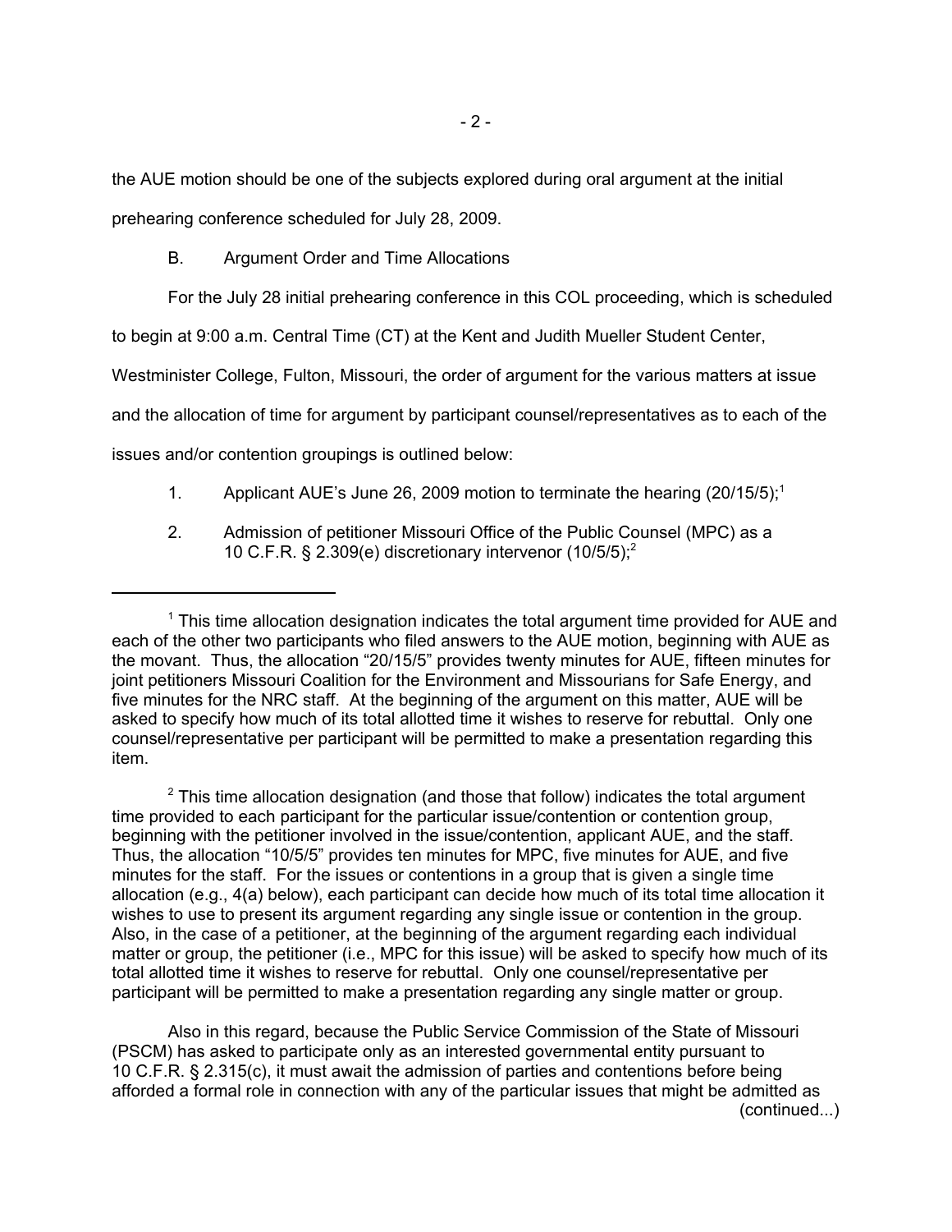the AUE motion should be one of the subjects explored during oral argument at the initial prehearing conference scheduled for July 28, 2009.

B. Argument Order and Time Allocations

For the July 28 initial prehearing conference in this COL proceeding, which is scheduled to begin at 9:00 a.m. Central Time (CT) at the Kent and Judith Mueller Student Center, Westminister College, Fulton, Missouri, the order of argument for the various matters at issue and the allocation of time for argument by participant counsel/representatives as to each of the issues and/or contention groupings is outlined below:

1. Applicant AUE's June 26, 2009 motion to terminate the hearing (20/15/5);[1]

2. Admission of petitioner Missouri Office of the Public Counsel (MPC) as a 10 C.F.R. § 2.309(e) discretionary intervenor (10/5/5);[2]

---

[1] This time allocation designation indicates the total argument time provided for AUE and each of the other two participants who filed answers to the AUE motion, beginning with AUE as the movant. Thus, the allocation "20/15/5" provides twenty minutes for AUE, fifteen minutes for joint petitioners Missouri Coalition for the Environment and Missourians for Safe Energy, and five minutes for the NRC staff. At the beginning of the argument on this matter, AUE will be asked to specify how much of its total allotted time it wishes to reserve for rebuttal. Only one counsel/representative per participant will be permitted to make a presentation regarding this item.

[2] This time allocation designation (and those that follow) indicates the total argument time provided to each participant for the particular issue/contention or contention group, beginning with the petitioner involved in the issue/contention, applicant AUE, and the staff. Thus, the allocation "10/5/5" provides ten minutes for MPC, five minutes for AUE, and five minutes for the staff. For the issues or contentions in a group that is given a single time allocation (e.g., 4(a) below), each participant can decide how much of its total time allocation it wishes to use to present its argument regarding any single issue or contention in the group. Also, in the case of a petitioner, at the beginning of the argument regarding each individual matter or group, the petitioner (i.e., MPC for this issue) will be asked to specify how much of its total allotted time it wishes to reserve for rebuttal. Only one counsel/representative per participant will be permitted to make a presentation regarding any single matter or group.

Also in this regard, because the Public Service Commission of the State of Missouri (PSCM) has asked to participate only as an interested governmental entity pursuant to 10 C.F.R. § 2.315(c), it must await the admission of parties and contentions before being afforded a formal role in connection with any of the particular issues that might be admitted as

(continued...)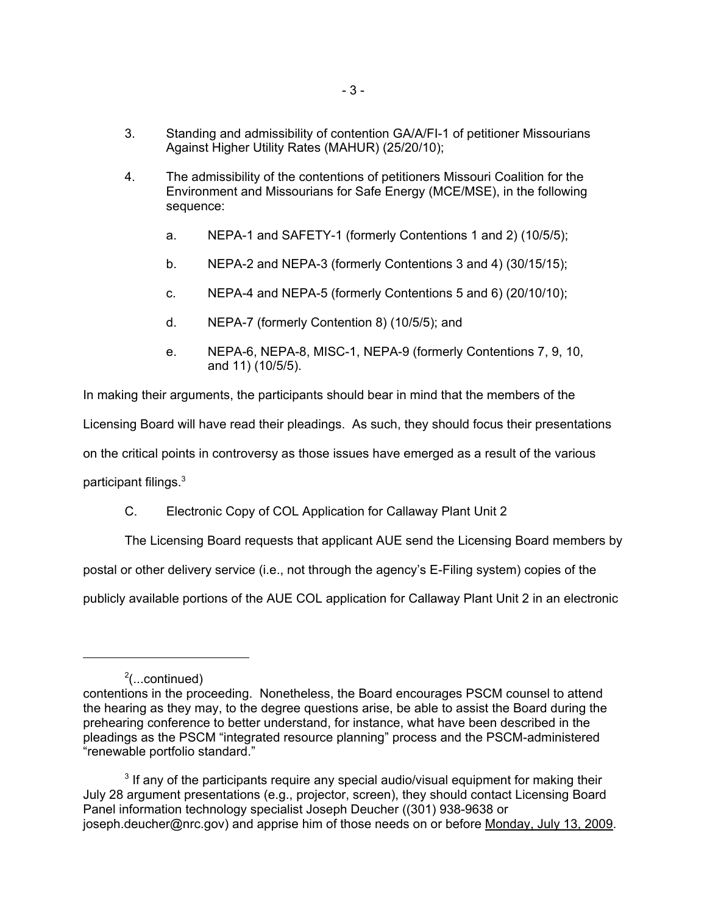3. Standing and admissibility of contention GA/A/FI-1 of petitioner Missourians Against Higher Utility Rates (MAHUR) (25/20/10);

4. The admissibility of the contentions of petitioners Missouri Coalition for the Environment and Missourians for Safe Energy (MCE/MSE), in the following sequence:

   a. NEPA-1 and SAFETY-1 (formerly Contentions 1 and 2) (10/5/5);

   b. NEPA-2 and NEPA-3 (formerly Contentions 3 and 4) (30/15/15);

   c. NEPA-4 and NEPA-5 (formerly Contentions 5 and 6) (20/10/10);

   d. NEPA-7 (formerly Contention 8) (10/5/5); and

   e. NEPA-6, NEPA-8, MISC-1, NEPA-9 (formerly Contentions 7, 9, 10, and 11) (10/5/5).

In making their arguments, the participants should bear in mind that the members of the Licensing Board will have read their pleadings. As such, they should focus their presentations on the critical points in controversy as those issues have emerged as a result of the various participant filings.[3]

C. Electronic Copy of COL Application for Callaway Plant Unit 2

The Licensing Board requests that applicant AUE send the Licensing Board members by postal or other delivery service (i.e., not through the agency's E-Filing system) copies of the publicly available portions of the AUE COL application for Callaway Plant Unit 2 in an electronic

---

[2](...continued)
contentions in the proceeding. Nonetheless, the Board encourages PSCM counsel to attend the hearing as they may, to the degree questions arise, be able to assist the Board during the prehearing conference to better understand, for instance, what have been described in the pleadings as the PSCM "integrated resource planning" process and the PSCM-administered "renewable portfolio standard."

[3] If any of the participants require any special audio/visual equipment for making their July 28 argument presentations (e.g., projector, screen), they should contact Licensing Board Panel information technology specialist Joseph Deucher ((301) 938-9638 or joseph.deucher@nrc.gov) and apprise him of those needs on or before Monday, July 13, 2009.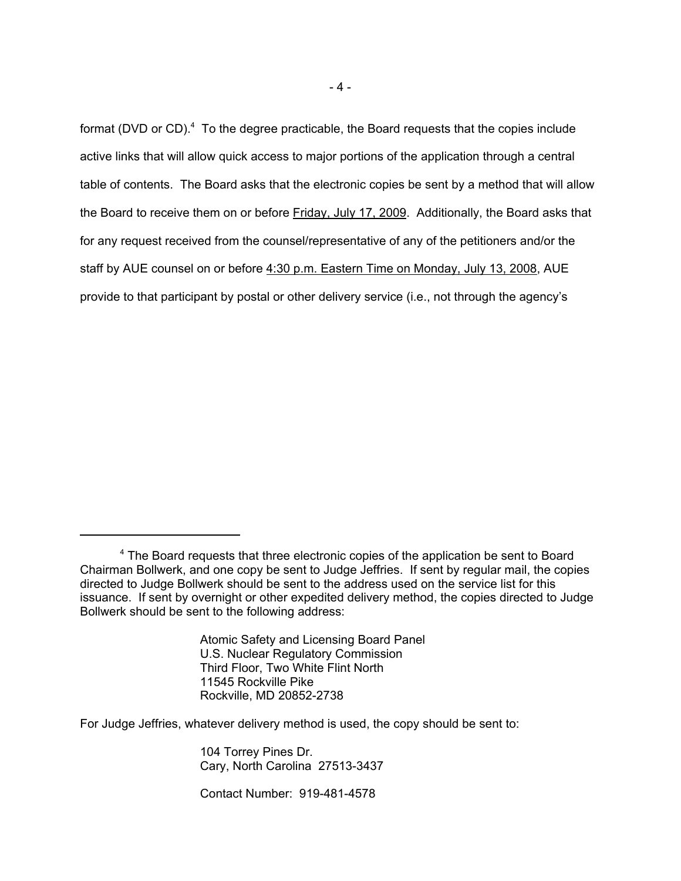format (DVD or CD).[4] To the degree practicable, the Board requests that the copies include active links that will allow quick access to major portions of the application through a central table of contents. The Board asks that the electronic copies be sent by a method that will allow the Board to receive them on or before Friday, July 17, 2009. Additionally, the Board asks that for any request received from the counsel/representative of any of the petitioners and/or the staff by AUE counsel on or before 4:30 p.m. Eastern Time on Monday, July 13, 2008, AUE provide to that participant by postal or other delivery service (i.e., not through the agency's

---

[4] The Board requests that three electronic copies of the application be sent to Board Chairman Bollwerk, and one copy be sent to Judge Jeffries. If sent by regular mail, the copies directed to Judge Bollwerk should be sent to the address used on the service list for this issuance. If sent by overnight or other expedited delivery method, the copies directed to Judge Bollwerk should be sent to the following address:

> Atomic Safety and Licensing Board Panel
> U.S. Nuclear Regulatory Commission
> Third Floor, Two White Flint North
> 11545 Rockville Pike
> Rockville, MD 20852-2738

For Judge Jeffries, whatever delivery method is used, the copy should be sent to:

> 104 Torrey Pines Dr.
> Cary, North Carolina 27513-3437
>
> Contact Number: 919-481-4578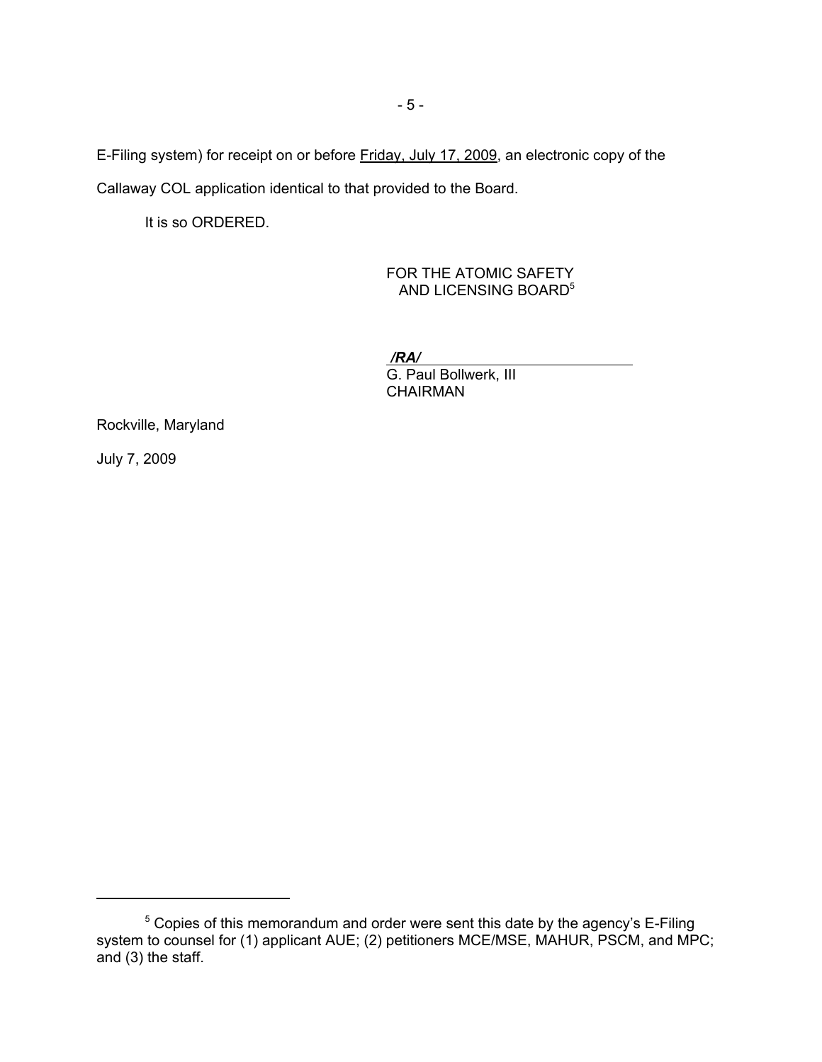E-Filing system) for receipt on or before Friday, July 17, 2009, an electronic copy of the Callaway COL application identical to that provided to the Board.

It is so ORDERED.

FOR THE ATOMIC SAFETY
AND LICENSING BOARD[5]

***/RA/***

G. Paul Bollwerk, III
CHAIRMAN

Rockville, Maryland

July 7, 2009

---

[5] Copies of this memorandum and order were sent this date by the agency's E-Filing system to counsel for (1) applicant AUE; (2) petitioners MCE/MSE, MAHUR, PSCM, and MPC; and (3) the staff.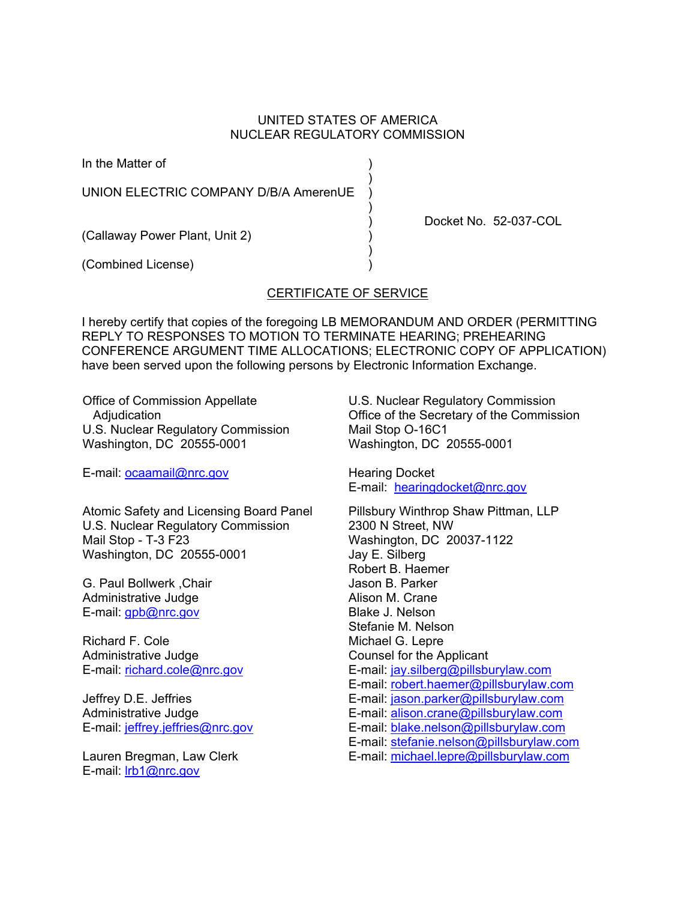UNITED STATES OF AMERICA
NUCLEAR REGULATORY COMMISSION

In the Matter of )
)
UNION ELECTRIC COMPANY D/B/A AmerenUE )
)
) Docket No. 52-037-COL
(Callaway Power Plant, Unit 2) )
)
(Combined License) )

## CERTIFICATE OF SERVICE

I hereby certify that copies of the foregoing LB MEMORANDUM AND ORDER (PERMITTING REPLY TO RESPONSES TO MOTION TO TERMINATE HEARING; PREHEARING CONFERENCE ARGUMENT TIME ALLOCATIONS; ELECTRONIC COPY OF APPLICATION) have been served upon the following persons by Electronic Information Exchange.

Office of Commission Appellate Adjudication
U.S. Nuclear Regulatory Commission
Washington, DC 20555-0001

E-mail: ocaamail@nrc.gov

Atomic Safety and Licensing Board Panel
U.S. Nuclear Regulatory Commission
Mail Stop - T-3 F23
Washington, DC 20555-0001

G. Paul Bollwerk ,Chair
Administrative Judge
E-mail: gpb@nrc.gov

Richard F. Cole
Administrative Judge
E-mail: richard.cole@nrc.gov

Jeffrey D.E. Jeffries
Administrative Judge
E-mail: jeffrey.jeffries@nrc.gov

Lauren Bregman, Law Clerk
E-mail: lrb1@nrc.gov

U.S. Nuclear Regulatory Commission
Office of the Secretary of the Commission
Mail Stop O-16C1
Washington, DC 20555-0001

Hearing Docket
E-mail: hearingdocket@nrc.gov

Pillsbury Winthrop Shaw Pittman, LLP
2300 N Street, NW
Washington, DC 20037-1122
Jay E. Silberg
Robert B. Haemer
Jason B. Parker
Alison M. Crane
Blake J. Nelson
Stefanie M. Nelson
Michael G. Lepre
Counsel for the Applicant
E-mail: jay.silberg@pillsburylaw.com
E-mail: robert.haemer@pillsburylaw.com
E-mail: jason.parker@pillsburylaw.com
E-mail: alison.crane@pillsburylaw.com
E-mail: blake.nelson@pillsburylaw.com
E-mail: stefanie.nelson@pillsburylaw.com
E-mail: michael.lepre@pillsburylaw.com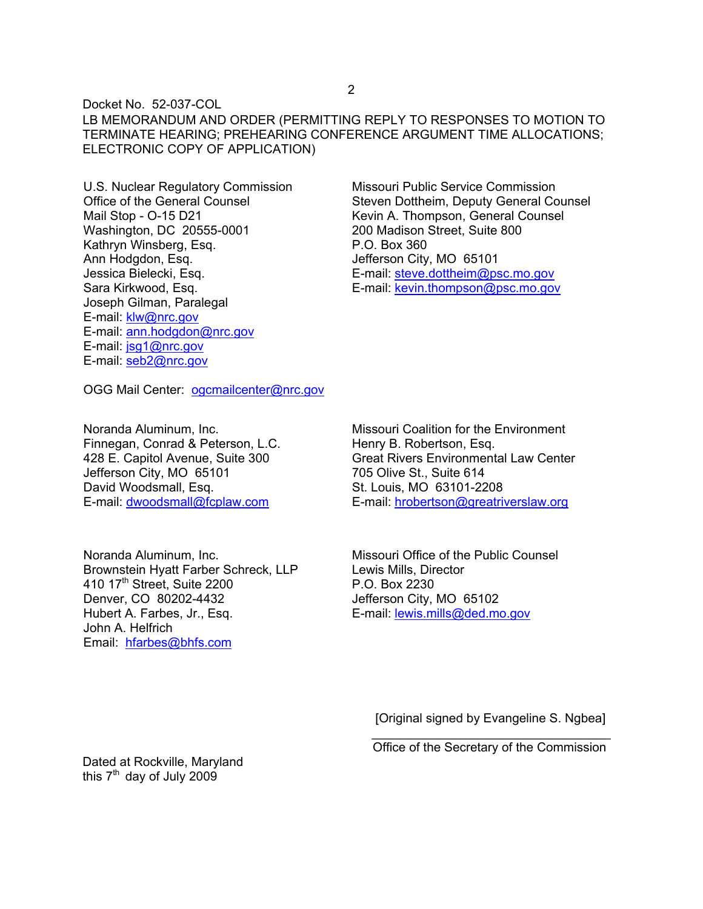Docket No. 52-037-COL
LB MEMORANDUM AND ORDER (PERMITTING REPLY TO RESPONSES TO MOTION TO TERMINATE HEARING; PREHEARING CONFERENCE ARGUMENT TIME ALLOCATIONS; ELECTRONIC COPY OF APPLICATION)

U.S. Nuclear Regulatory Commission
Office of the General Counsel
Mail Stop - O-15 D21
Washington, DC 20555-0001
Kathryn Winsberg, Esq.
Ann Hodgdon, Esq.
Jessica Bielecki, Esq.
Sara Kirkwood, Esq.
Joseph Gilman, Paralegal
E-mail: klw@nrc.gov
E-mail: ann.hodgdon@nrc.gov
E-mail: jsg1@nrc.gov
E-mail: seb2@nrc.gov

OGG Mail Center: ogcmailcenter@nrc.gov

Missouri Public Service Commission
Steven Dottheim, Deputy General Counsel
Kevin A. Thompson, General Counsel
200 Madison Street, Suite 800
P.O. Box 360
Jefferson City, MO 65101
E-mail: steve.dottheim@psc.mo.gov
E-mail: kevin.thompson@psc.mo.gov

Noranda Aluminum, Inc.
Finnegan, Conrad & Peterson, L.C.
428 E. Capitol Avenue, Suite 300
Jefferson City, MO 65101
David Woodsmall, Esq.
E-mail: dwoodsmall@fcplaw.com

Missouri Coalition for the Environment
Henry B. Robertson, Esq.
Great Rivers Environmental Law Center
705 Olive St., Suite 614
St. Louis, MO 63101-2208
E-mail: hrobertson@greatriverslaw.org

Noranda Aluminum, Inc.
Brownstein Hyatt Farber Schreck, LLP
410 17th Street, Suite 2200
Denver, CO 80202-4432
Hubert A. Farbes, Jr., Esq.
John A. Helfrich
Email: hfarbes@bhfs.com

Missouri Office of the Public Counsel
Lewis Mills, Director
P.O. Box 2230
Jefferson City, MO 65102
E-mail: lewis.mills@ded.mo.gov

[Original signed by Evangeline S. Ngbea]

Office of the Secretary of the Commission

Dated at Rockville, Maryland
this 7th day of July 2009